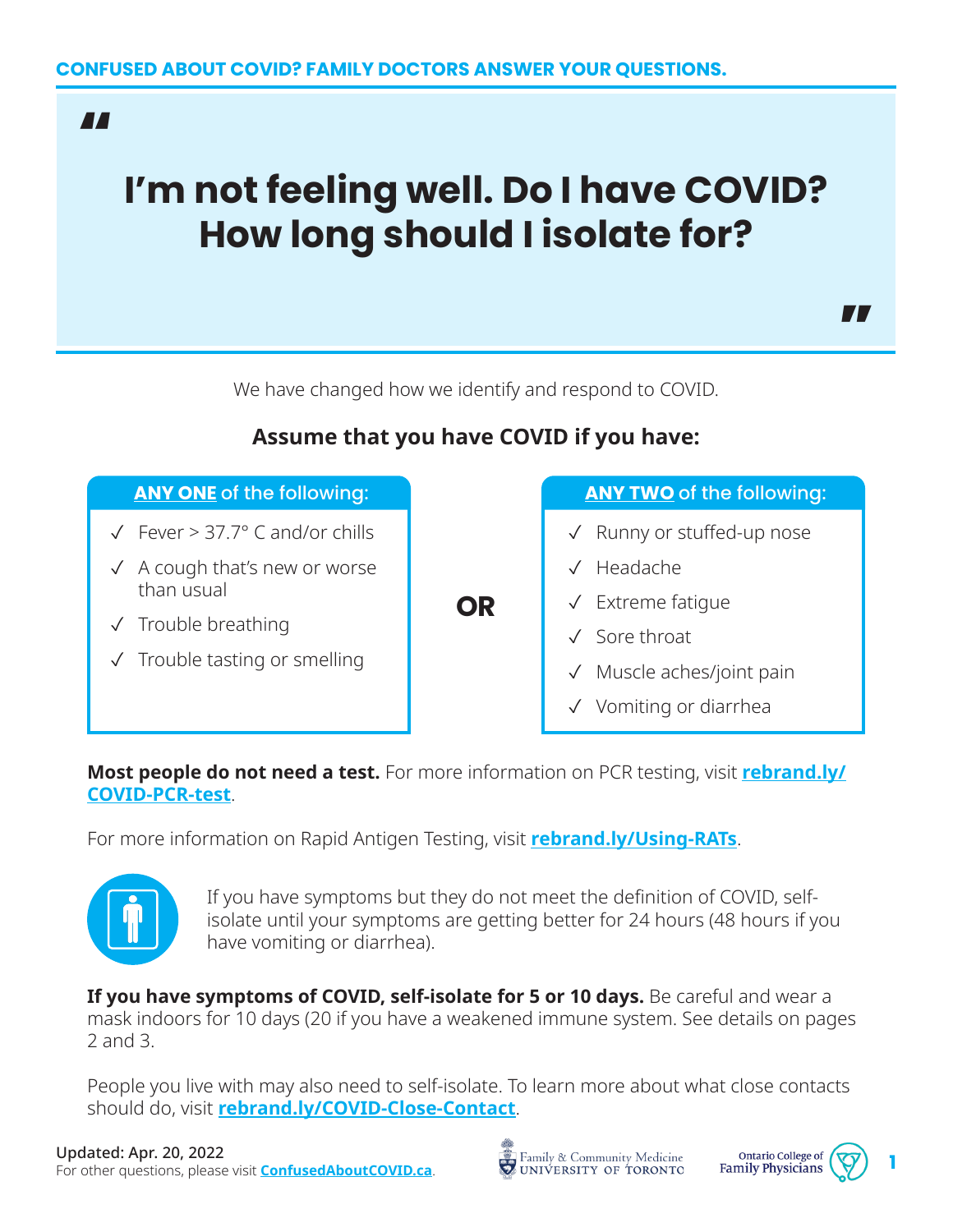**CONFUSED ABOUT COVID? FAMILY DOCTORS ANSWER YOUR QUESTIONS.**

# I'm not feeling well. Do I have COVID? How long should I isolate for?

We have changed how we identify and respond to COVID.

**Assume that you have COVID if you have:**

**ANY ONE** of the following:

- ✓ Fever > 37.7° C and/or chills
- ✓ A cough that's new or worse than usual
- ✓ Trouble breathing
- ✓ Trouble tasting or smelling

**OR**

**ANY TWO** of the following:

- ✓ Runny or stuffed-up nose
- ✓ Headache
- ✓ Extreme fatigue
- ✓ Sore throat
- ✓ Muscle aches/joint pain
- ✓ Vomiting or diarrhea

**Most people do not need a test.** For more information on PCR testing, visit **rebrand.ly/COVID-PCR-test**.

For more information on Rapid Antigen Testing, visit **rebrand.ly/Using-RATs**.

If you have symptoms but they do not meet the definition of COVID, self-isolate until your symptoms are getting better for 24 hours (48 hours if you have vomiting or diarrhea).

**If you have symptoms of COVID, self-isolate for 5 or 10 days.** Be careful and wear a mask indoors for 10 days (20 if you have a weakened immune system. See details on pages 2 and 3.

People you live with may also need to self-isolate. To learn more about what close contacts should do, visit **rebrand.ly/COVID-Close-Contact**.

**Updated: Apr. 20, 2022**
For other questions, please visit **ConfusedAboutCOVID.ca**.

Family & Community Medicine UNIVERSITY OF TORONTO

Ontario College of Family Physicians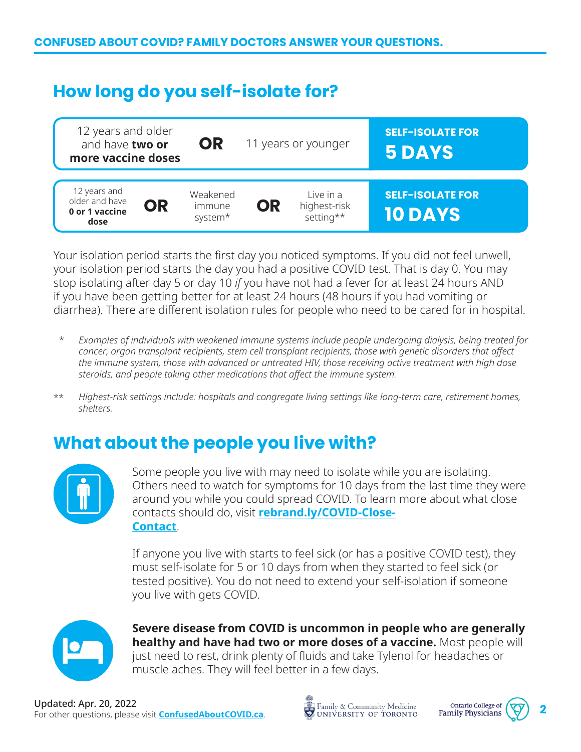## How long do you self-isolate for?

| | |
|---|---|
| 12 years and older and have **two or more vaccine doses** **OR** 11 years or younger | **SELF-ISOLATE FOR 5 DAYS** |
| 12 years and older and have **0 or 1 vaccine dose** **OR** Weakened immune system* **OR** Live in a highest-risk setting** | **SELF-ISOLATE FOR 10 DAYS** |

Your isolation period starts the first day you noticed symptoms. If you did not feel unwell, your isolation period starts the day you had a positive COVID test. That is day 0. You may stop isolating after day 5 or day 10 *if* you have not had a fever for at least 24 hours AND if you have been getting better for at least 24 hours (48 hours if you had vomiting or diarrhea). There are different isolation rules for people who need to be cared for in hospital.

\* *Examples of individuals with weakened immune systems include people undergoing dialysis, being treated for cancer, organ transplant recipients, stem cell transplant recipients, those with genetic disorders that affect the immune system, those with advanced or untreated HIV, those receiving active treatment with high dose steroids, and people taking other medications that affect the immune system.*

\*\* *Highest-risk settings include: hospitals and congregate living settings like long-term care, retirement homes, shelters.*

## What about the people you live with?

Some people you live with may need to isolate while you are isolating. Others need to watch for symptoms for 10 days from the last time they were around you while you could spread COVID. To learn more about what close contacts should do, visit **rebrand.ly/COVID-Close-Contact**.

If anyone you live with starts to feel sick (or has a positive COVID test), they must self-isolate for 5 or 10 days from when they started to feel sick (or tested positive). You do not need to extend your self-isolation if someone you live with gets COVID.

**Severe disease from COVID is uncommon in people who are generally healthy and have had two or more doses of a vaccine.** Most people will just need to rest, drink plenty of fluids and take Tylenol for headaches or muscle aches. They will feel better in a few days.

Updated: Apr. 20, 2022
For other questions, please visit **ConfusedAboutCOVID.ca**.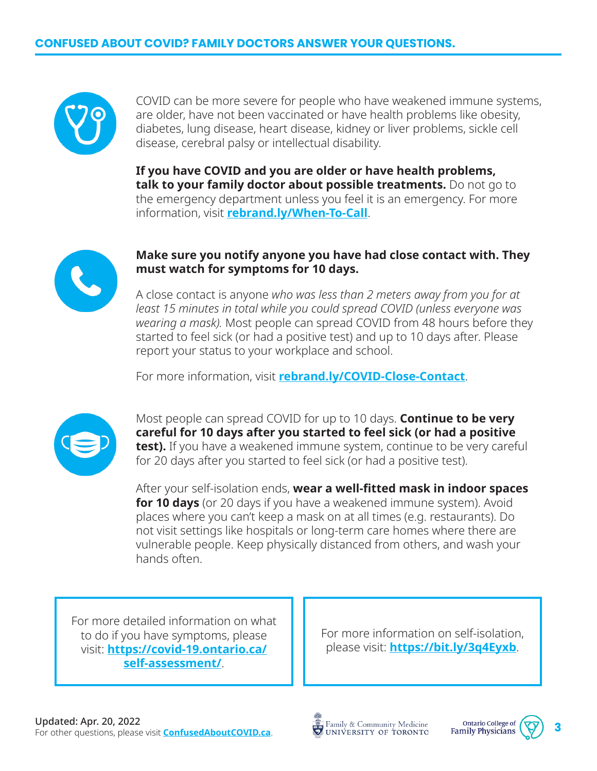COVID can be more severe for people who have weakened immune systems, are older, have not been vaccinated or have health problems like obesity, diabetes, lung disease, heart disease, kidney or liver problems, sickle cell disease, cerebral palsy or intellectual disability.

**If you have COVID and you are older or have health problems, talk to your family doctor about possible treatments.** Do not go to the emergency department unless you feel it is an emergency. For more information, visit **rebrand.ly/When-To-Call**.

**Make sure you notify anyone you have had close contact with. They must watch for symptoms for 10 days.**

A close contact is anyone *who was less than 2 meters away from you for at least 15 minutes in total while you could spread COVID (unless everyone was wearing a mask).* Most people can spread COVID from 48 hours before they started to feel sick (or had a positive test) and up to 10 days after. Please report your status to your workplace and school.

For more information, visit **rebrand.ly/COVID-Close-Contact**.

Most people can spread COVID for up to 10 days. **Continue to be very careful for 10 days after you started to feel sick (or had a positive test).** If you have a weakened immune system, continue to be very careful for 20 days after you started to feel sick (or had a positive test).

After your self-isolation ends, **wear a well-fitted mask in indoor spaces for 10 days** (or 20 days if you have a weakened immune system). Avoid places where you can't keep a mask on at all times (e.g. restaurants). Do not visit settings like hospitals or long-term care homes where there are vulnerable people. Keep physically distanced from others, and wash your hands often.

For more detailed information on what to do if you have symptoms, please visit: **https://covid-19.ontario.ca/self-assessment/**.

For more information on self-isolation, please visit: **https://bit.ly/3q4Eyxb**.

**Updated: Apr. 20, 2022**
For other questions, please visit **ConfusedAboutCOVID.ca**.

Family & Community Medicine UNIVERSITY OF TORONTO

Ontario College of Family Physicians